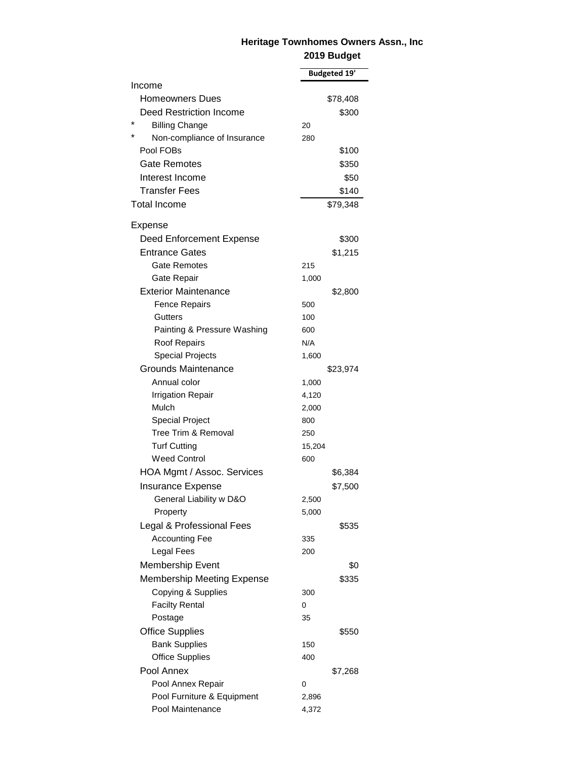**Heritage Townhomes Owners Assn., Inc**

**2019 Budget**

| | | Budgeted 19' |
|---|---|---|
| Income | | |
| Homeowners Dues | | $78,408 |
| Deed Restriction Income | | $300 |
| * Billing Change | 20 | |
| * Non-compliance of Insurance | 280 | |
| Pool FOBs | | $100 |
| Gate Remotes | | $350 |
| Interest Income | | $50 |
| Transfer Fees | | $140 |
| Total Income | | $79,348 |
| Expense | | |
| Deed Enforcement Expense | | $300 |
| Entrance Gates | | $1,215 |
| Gate Remotes | 215 | |
| Gate Repair | 1,000 | |
| Exterior Maintenance | | $2,800 |
| Fence Repairs | 500 | |
| Gutters | 100 | |
| Painting & Pressure Washing | 600 | |
| Roof Repairs | N/A | |
| Special Projects | 1,600 | |
| Grounds Maintenance | | $23,974 |
| Annual color | 1,000 | |
| Irrigation Repair | 4,120 | |
| Mulch | 2,000 | |
| Special Project | 800 | |
| Tree Trim & Removal | 250 | |
| Turf Cutting | 15,204 | |
| Weed Control | 600 | |
| HOA Mgmt / Assoc. Services | | $6,384 |
| Insurance Expense | | $7,500 |
| General Liability w D&O | 2,500 | |
| Property | 5,000 | |
| Legal & Professional Fees | | $535 |
| Accounting Fee | 335 | |
| Legal Fees | 200 | |
| Membership Event | | $0 |
| Membership Meeting Expense | | $335 |
| Copying & Supplies | 300 | |
| Facilty Rental | 0 | |
| Postage | 35 | |
| Office Supplies | | $550 |
| Bank Supplies | 150 | |
| Office Supplies | 400 | |
| Pool Annex | | $7,268 |
| Pool Annex Repair | 0 | |
| Pool Furniture & Equipment | 2,896 | |
| Pool Maintenance | 4,372 | |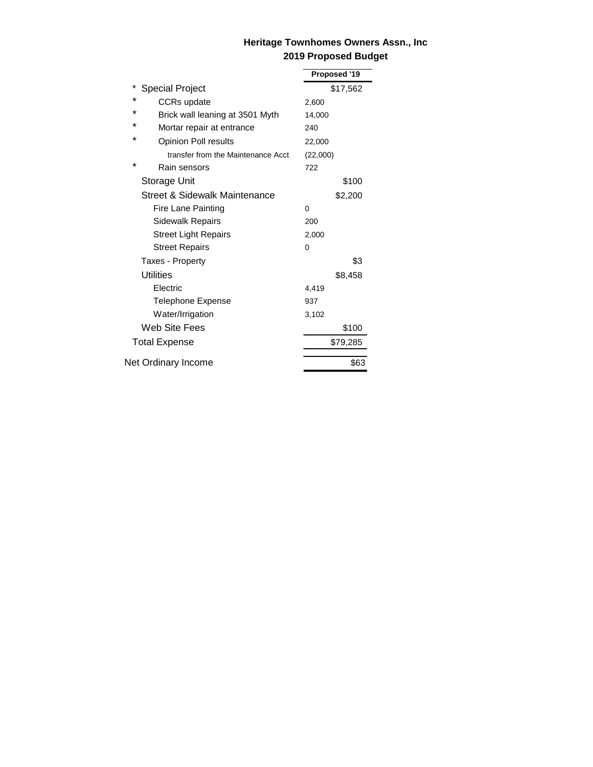## Heritage Townhomes Owners Assn., Inc
## 2019 Proposed Budget

| | | Proposed '19 |
|---|---|---|
| * | Special Project | $17,562 |
| * | CCRs update | 2,600 |
| * | Brick wall leaning at 3501 Myth | 14,000 |
| * | Mortar repair at entrance | 240 |
| * | Opinion Poll results | 22,000 |
| | transfer from the Maintenance Acct | (22,000) |
| * | Rain sensors | 722 |
| | Storage Unit | $100 |
| | Street & Sidewalk Maintenance | $2,200 |
| | Fire Lane Painting | 0 |
| | Sidewalk Repairs | 200 |
| | Street Light Repairs | 2,000 |
| | Street Repairs | 0 |
| | Taxes - Property | $3 |
| | Utilities | $8,458 |
| | Electric | 4,419 |
| | Telephone Expense | 937 |
| | Water/Irrigation | 3,102 |
| | Web Site Fees | $100 |
| | Total Expense | $79,285 |
| | Net Ordinary Income | $63 |